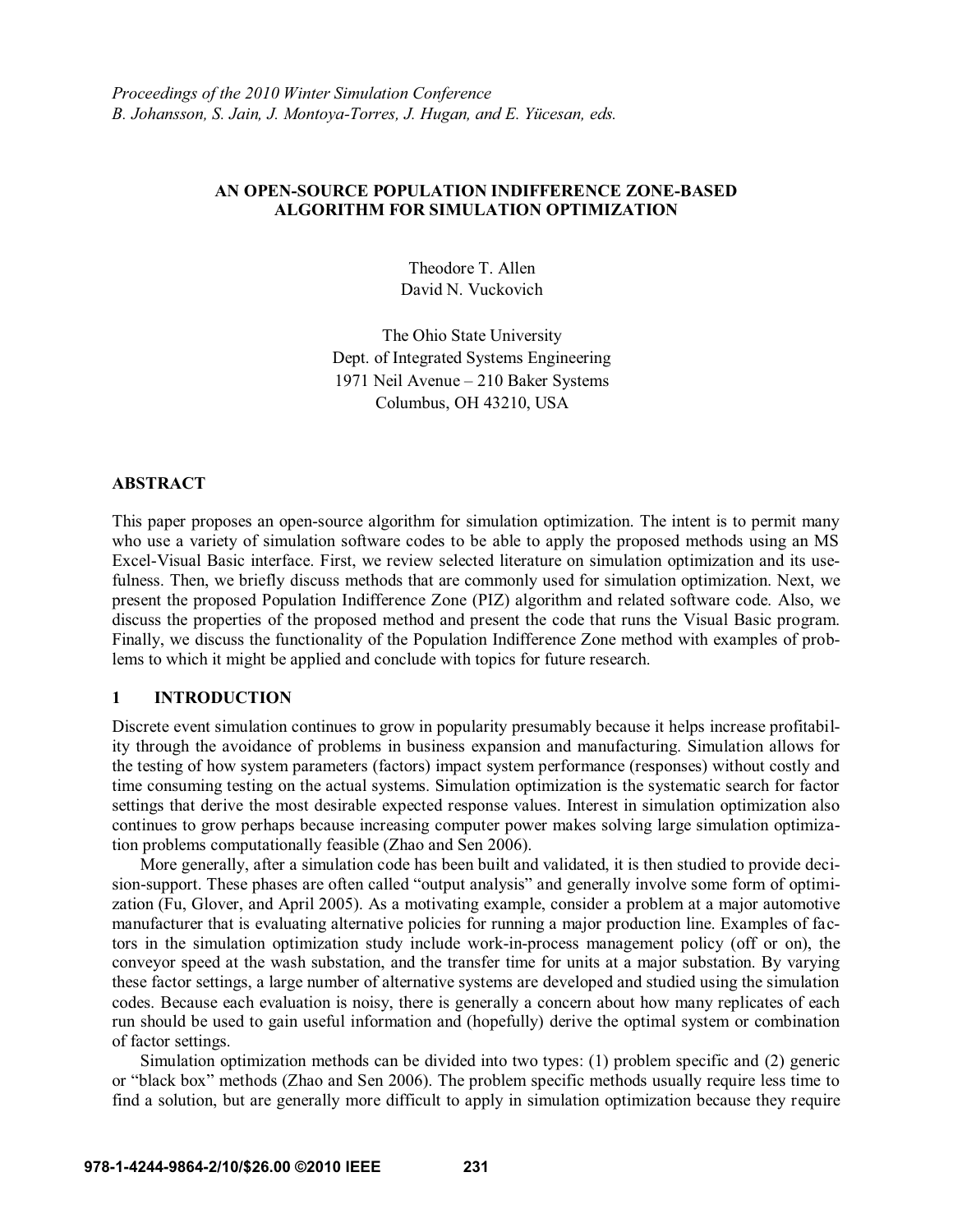*Proceedings of the 2010 Winter Simulation Conference*
*B. Johansson, S. Jain, J. Montoya-Torres, J. Hugan, and E. Yücesan, eds.*

# AN OPEN-SOURCE POPULATION INDIFFERENCE ZONE-BASED ALGORITHM FOR SIMULATION OPTIMIZATION

Theodore T. Allen
David N. Vuckovich

The Ohio State University
Dept. of Integrated Systems Engineering
1971 Neil Avenue – 210 Baker Systems
Columbus, OH 43210, USA

## ABSTRACT

This paper proposes an open-source algorithm for simulation optimization. The intent is to permit many who use a variety of simulation software codes to be able to apply the proposed methods using an MS Excel-Visual Basic interface. First, we review selected literature on simulation optimization and its usefulness. Then, we briefly discuss methods that are commonly used for simulation optimization. Next, we present the proposed Population Indifference Zone (PIZ) algorithm and related software code. Also, we discuss the properties of the proposed method and present the code that runs the Visual Basic program. Finally, we discuss the functionality of the Population Indifference Zone method with examples of problems to which it might be applied and conclude with topics for future research.

## 1 INTRODUCTION

Discrete event simulation continues to grow in popularity presumably because it helps increase profitability through the avoidance of problems in business expansion and manufacturing. Simulation allows for the testing of how system parameters (factors) impact system performance (responses) without costly and time consuming testing on the actual systems. Simulation optimization is the systematic search for factor settings that derive the most desirable expected response values. Interest in simulation optimization also continues to grow perhaps because increasing computer power makes solving large simulation optimization problems computationally feasible (Zhao and Sen 2006).

More generally, after a simulation code has been built and validated, it is then studied to provide decision-support. These phases are often called "output analysis" and generally involve some form of optimization (Fu, Glover, and April 2005). As a motivating example, consider a problem at a major automotive manufacturer that is evaluating alternative policies for running a major production line. Examples of factors in the simulation optimization study include work-in-process management policy (off or on), the conveyor speed at the wash substation, and the transfer time for units at a major substation. By varying these factor settings, a large number of alternative systems are developed and studied using the simulation codes. Because each evaluation is noisy, there is generally a concern about how many replicates of each run should be used to gain useful information and (hopefully) derive the optimal system or combination of factor settings.

Simulation optimization methods can be divided into two types: (1) problem specific and (2) generic or "black box" methods (Zhao and Sen 2006). The problem specific methods usually require less time to find a solution, but are generally more difficult to apply in simulation optimization because they require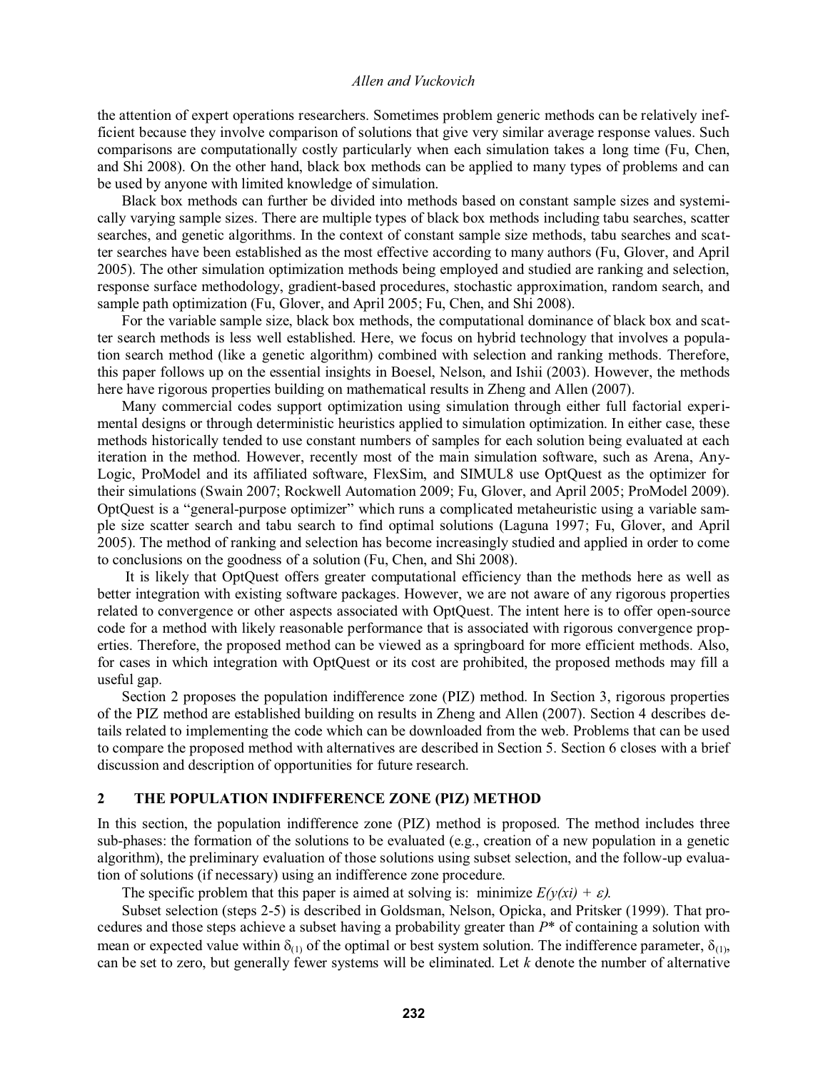the attention of expert operations researchers. Sometimes problem generic methods can be relatively inefficient because they involve comparison of solutions that give very similar average response values. Such comparisons are computationally costly particularly when each simulation takes a long time (Fu, Chen, and Shi 2008). On the other hand, black box methods can be applied to many types of problems and can be used by anyone with limited knowledge of simulation.

Black box methods can further be divided into methods based on constant sample sizes and systemically varying sample sizes. There are multiple types of black box methods including tabu searches, scatter searches, and genetic algorithms. In the context of constant sample size methods, tabu searches and scatter searches have been established as the most effective according to many authors (Fu, Glover, and April 2005). The other simulation optimization methods being employed and studied are ranking and selection, response surface methodology, gradient-based procedures, stochastic approximation, random search, and sample path optimization (Fu, Glover, and April 2005; Fu, Chen, and Shi 2008).

For the variable sample size, black box methods, the computational dominance of black box and scatter search methods is less well established. Here, we focus on hybrid technology that involves a population search method (like a genetic algorithm) combined with selection and ranking methods. Therefore, this paper follows up on the essential insights in Boesel, Nelson, and Ishii (2003). However, the methods here have rigorous properties building on mathematical results in Zheng and Allen (2007).

Many commercial codes support optimization using simulation through either full factorial experimental designs or through deterministic heuristics applied to simulation optimization. In either case, these methods historically tended to use constant numbers of samples for each solution being evaluated at each iteration in the method. However, recently most of the main simulation software, such as Arena, AnyLogic, ProModel and its affiliated software, FlexSim, and SIMUL8 use OptQuest as the optimizer for their simulations (Swain 2007; Rockwell Automation 2009; Fu, Glover, and April 2005; ProModel 2009). OptQuest is a "general-purpose optimizer" which runs a complicated metaheuristic using a variable sample size scatter search and tabu search to find optimal solutions (Laguna 1997; Fu, Glover, and April 2005). The method of ranking and selection has become increasingly studied and applied in order to come to conclusions on the goodness of a solution (Fu, Chen, and Shi 2008).

It is likely that OptQuest offers greater computational efficiency than the methods here as well as better integration with existing software packages. However, we are not aware of any rigorous properties related to convergence or other aspects associated with OptQuest. The intent here is to offer open-source code for a method with likely reasonable performance that is associated with rigorous convergence properties. Therefore, the proposed method can be viewed as a springboard for more efficient methods. Also, for cases in which integration with OptQuest or its cost are prohibited, the proposed methods may fill a useful gap.

Section 2 proposes the population indifference zone (PIZ) method. In Section 3, rigorous properties of the PIZ method are established building on results in Zheng and Allen (2007). Section 4 describes details related to implementing the code which can be downloaded from the web. Problems that can be used to compare the proposed method with alternatives are described in Section 5. Section 6 closes with a brief discussion and description of opportunities for future research.

## 2 THE POPULATION INDIFFERENCE ZONE (PIZ) METHOD

In this section, the population indifference zone (PIZ) method is proposed. The method includes three sub-phases: the formation of the solutions to be evaluated (e.g., creation of a new population in a genetic algorithm), the preliminary evaluation of those solutions using subset selection, and the follow-up evaluation of solutions (if necessary) using an indifference zone procedure.

The specific problem that this paper is aimed at solving is: minimize $E(y(xi) + \varepsilon)$.

Subset selection (steps 2-5) is described in Goldsman, Nelson, Opicka, and Pritsker (1999). That procedures and those steps achieve a subset having a probability greater than $P^*$ of containing a solution with mean or expected value within $\delta_{(1)}$ of the optimal or best system solution. The indifference parameter, $\delta_{(1)}$, can be set to zero, but generally fewer systems will be eliminated. Let $k$ denote the number of alternative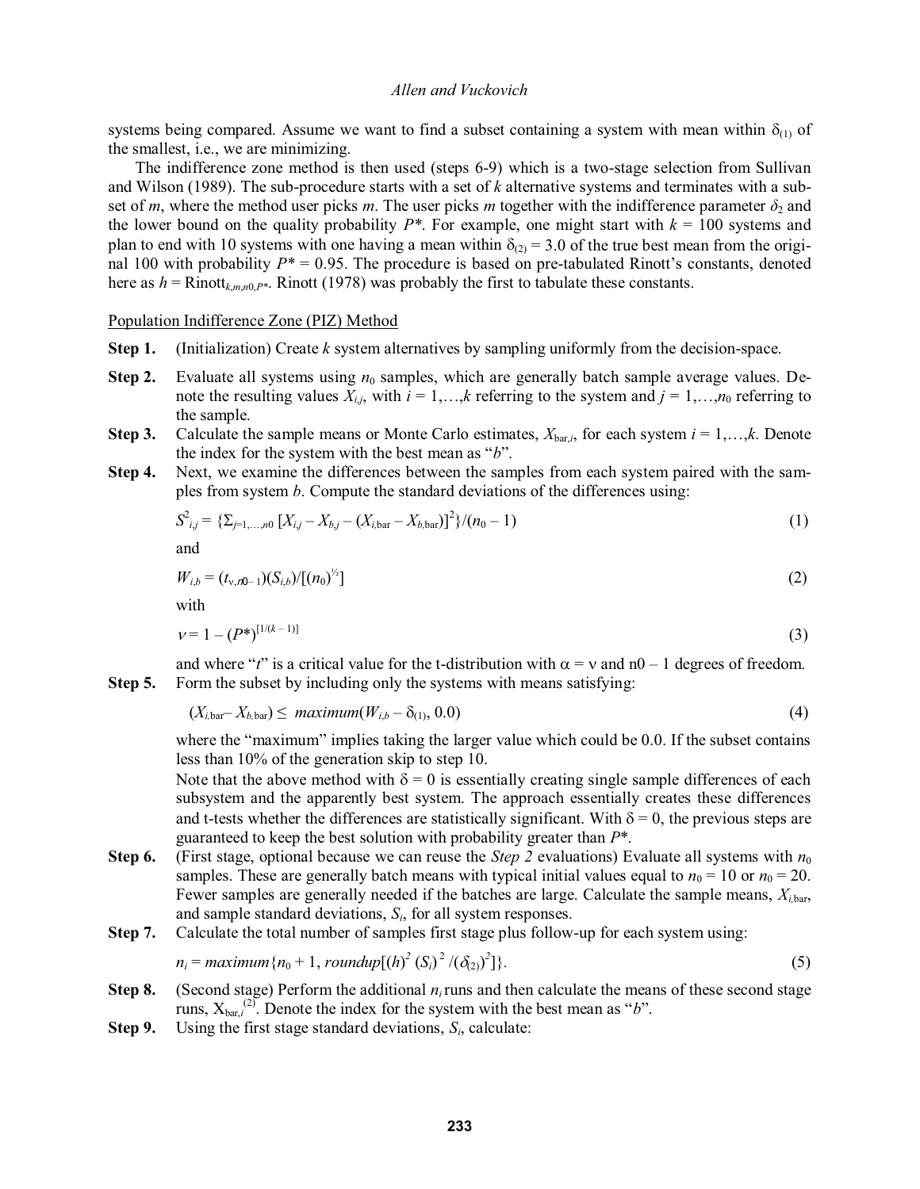systems being compared. Assume we want to find a subset containing a system with mean within $\delta_{(1)}$ of the smallest, i.e., we are minimizing.

The indifference zone method is then used (steps 6-9) which is a two-stage selection from Sullivan and Wilson (1989). The sub-procedure starts with a set of $k$ alternative systems and terminates with a subset of $m$, where the method user picks $m$. The user picks $m$ together with the indifference parameter $\delta_2$ and the lower bound on the quality probability $P^*$. For example, one might start with $k = 100$ systems and plan to end with 10 systems with one having a mean within $\delta_{(2)} = 3.0$ of the true best mean from the original 100 with probability $P^* = 0.95$. The procedure is based on pre-tabulated Rinott's constants, denoted here as $h = \text{Rinott}_{k,m,n0,P^*}$. Rinott (1978) was probably the first to tabulate these constants.

Population Indifference Zone (PIZ) Method

**Step 1.** (Initialization) Create $k$ system alternatives by sampling uniformly from the decision-space.

**Step 2.** Evaluate all systems using $n_0$ samples, which are generally batch sample average values. Denote the resulting values $X_{i,j}$, with $i = 1,\ldots,k$ referring to the system and $j = 1,\ldots,n_0$ referring to the sample.

**Step 3.** Calculate the sample means or Monte Carlo estimates, $X_{\text{bar},i}$, for each system $i = 1,\ldots,k$. Denote the index for the system with the best mean as "$b$".

**Step 4.** Next, we examine the differences between the samples from each system paired with the samples from system $b$. Compute the standard deviations of the differences using:

$$S^2_{i,j} = \{\Sigma_{j=1,\ldots,n0} [X_{i,j} - X_{b,j} - (X_{i,\text{bar}} - X_{b,\text{bar}})]^2\}/(n_0 - 1) \tag{1}$$

and

$$W_{i,b} = (t_{\nu,n0-1})(S_{i,b})/[(n_0)^{1/2}] \tag{2}$$

with

$$\nu = 1 - (P^*)^{[1/(k-1)]} \tag{3}$$

and where "$t$" is a critical value for the t-distribution with $\alpha = \nu$ and n0 – 1 degrees of freedom.

**Step 5.** Form the subset by including only the systems with means satisfying:

$$(X_{i,\text{bar}} - X_{b,\text{bar}}) \leq \textit{maximum}(W_{i,b} - \delta_{(1)}, 0.0) \tag{4}$$

where the "maximum" implies taking the larger value which could be 0.0. If the subset contains less than 10% of the generation skip to step 10.

Note that the above method with $\delta = 0$ is essentially creating single sample differences of each subsystem and the apparently best system. The approach essentially creates these differences and t-tests whether the differences are statistically significant. With $\delta = 0$, the previous steps are guaranteed to keep the best solution with probability greater than $P^*$.

**Step 6.** (First stage, optional because we can reuse the *Step 2* evaluations) Evaluate all systems with $n_0$ samples. These are generally batch means with typical initial values equal to $n_0 = 10$ or $n_0 = 20$. Fewer samples are generally needed if the batches are large. Calculate the sample means, $X_{i,\text{bar}}$, and sample standard deviations, $S_i$, for all system responses.

**Step 7.** Calculate the total number of samples first stage plus follow-up for each system using:

$$n_i = \textit{maximum}\{n_0 + 1, \textit{roundup}[(h)^2 (S_i)^2 / (\delta_{(2)})^2]\}. \tag{5}$$

**Step 8.** (Second stage) Perform the additional $n_i$ runs and then calculate the means of these second stage runs, $X_{\text{bar},i}^{(2)}$. Denote the index for the system with the best mean as "$b$".

**Step 9.** Using the first stage standard deviations, $S_i$, calculate: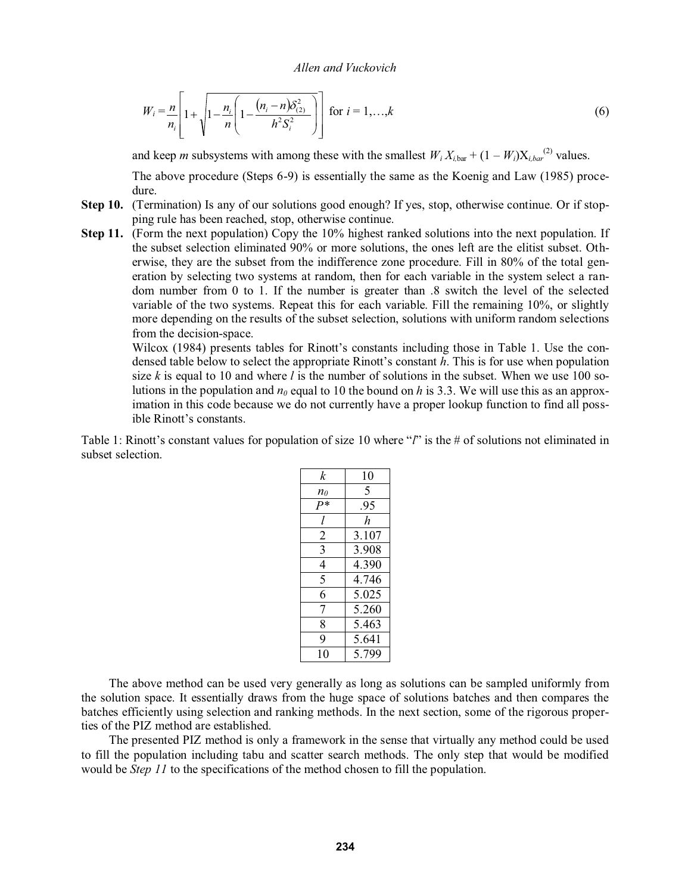$$W_i = \frac{n}{n_i}\left[1 + \sqrt{1 - \frac{n_i}{n}\left(1 - \frac{(n_i - n)\delta_{(2)}^2}{h^2 S_i^2}\right)}\right] \text{ for } i = 1,\ldots,k \tag{6}$$

and keep $m$ subsystems with among these with the smallest $W_i X_{i,\text{bar}} + (1 - W_i)X_{i,bar}^{(2)}$ values.

The above procedure (Steps 6-9) is essentially the same as the Koenig and Law (1985) procedure.

**Step 10.** (Termination) Is any of our solutions good enough? If yes, stop, otherwise continue. Or if stopping rule has been reached, stop, otherwise continue.

**Step 11.** (Form the next population) Copy the 10% highest ranked solutions into the next population. If the subset selection eliminated 90% or more solutions, the ones left are the elitist subset. Otherwise, they are the subset from the indifference zone procedure. Fill in 80% of the total generation by selecting two systems at random, then for each variable in the system select a random number from 0 to 1. If the number is greater than .8 switch the level of the selected variable of the two systems. Repeat this for each variable. Fill the remaining 10%, or slightly more depending on the results of the subset selection, solutions with uniform random selections from the decision-space.

Wilcox (1984) presents tables for Rinott's constants including those in Table 1. Use the condensed table below to select the appropriate Rinott's constant $h$. This is for use when population size $k$ is equal to 10 and where $l$ is the number of solutions in the subset. When we use 100 solutions in the population and $n_0$ equal to 10 the bound on $h$ is 3.3. We will use this as an approximation in this code because we do not currently have a proper lookup function to find all possible Rinott's constants.

Table 1: Rinott's constant values for population of size 10 where "$l$" is the # of solutions not eliminated in subset selection.

| $k$ | 10 |
|---|---|
| $n_0$ | 5 |
| $P^*$ | .95 |
| $l$ | $h$ |
| 2 | 3.107 |
| 3 | 3.908 |
| 4 | 4.390 |
| 5 | 4.746 |
| 6 | 5.025 |
| 7 | 5.260 |
| 8 | 5.463 |
| 9 | 5.641 |
| 10 | 5.799 |

The above method can be used very generally as long as solutions can be sampled uniformly from the solution space. It essentially draws from the huge space of solutions batches and then compares the batches efficiently using selection and ranking methods. In the next section, some of the rigorous properties of the PIZ method are established.

The presented PIZ method is only a framework in the sense that virtually any method could be used to fill the population including tabu and scatter search methods. The only step that would be modified would be *Step 11* to the specifications of the method chosen to fill the population.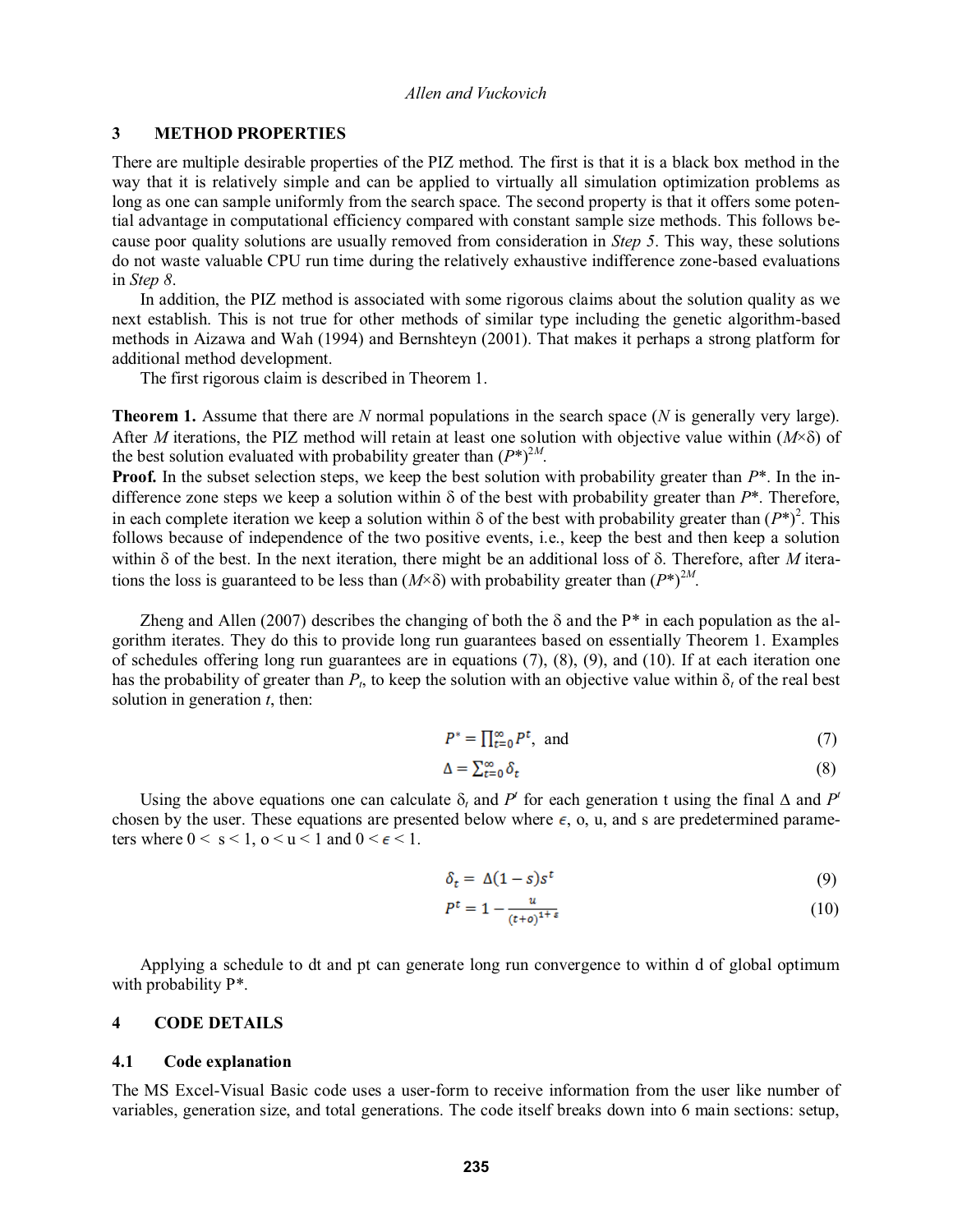## 3 METHOD PROPERTIES

There are multiple desirable properties of the PIZ method. The first is that it is a black box method in the way that it is relatively simple and can be applied to virtually all simulation optimization problems as long as one can sample uniformly from the search space. The second property is that it offers some potential advantage in computational efficiency compared with constant sample size methods. This follows because poor quality solutions are usually removed from consideration in *Step 5*. This way, these solutions do not waste valuable CPU run time during the relatively exhaustive indifference zone-based evaluations in *Step 8*.

In addition, the PIZ method is associated with some rigorous claims about the solution quality as we next establish. This is not true for other methods of similar type including the genetic algorithm-based methods in Aizawa and Wah (1994) and Bernshteyn (2001). That makes it perhaps a strong platform for additional method development.

The first rigorous claim is described in Theorem 1.

**Theorem 1.** Assume that there are $N$ normal populations in the search space ($N$ is generally very large). After $M$ iterations, the PIZ method will retain at least one solution with objective value within ($M\times\delta$) of the best solution evaluated with probability greater than $(P^*)^{2M}$.

**Proof.** In the subset selection steps, we keep the best solution with probability greater than $P^*$. In the indifference zone steps we keep a solution within $\delta$ of the best with probability greater than $P^*$. Therefore, in each complete iteration we keep a solution within $\delta$ of the best with probability greater than $(P^*)^2$. This follows because of independence of the two positive events, i.e., keep the best and then keep a solution within $\delta$ of the best. In the next iteration, there might be an additional loss of $\delta$. Therefore, after $M$ iterations the loss is guaranteed to be less than ($M\times\delta$) with probability greater than $(P^*)^{2M}$.

Zheng and Allen (2007) describes the changing of both the $\delta$ and the P* in each population as the algorithm iterates. They do this to provide long run guarantees based on essentially Theorem 1. Examples of schedules offering long run guarantees are in equations (7), (8), (9), and (10). If at each iteration one has the probability of greater than $P_t$, to keep the solution with an objective value within $\delta_t$ of the real best solution in generation $t$, then:

$$P^* = \prod_{t=0}^{\infty} P^t, \text{ and} \tag{7}$$

$$\Delta = \sum_{t=0}^{\infty} \delta_t \tag{8}$$

Using the above equations one can calculate $\delta_t$ and $P^t$ for each generation t using the final $\Delta$ and $P^t$ chosen by the user. These equations are presented below where $\epsilon$, o, u, and s are predetermined parameters where $0 < s < 1$, $o < u < 1$ and $0 < \epsilon < 1$.

$$\delta_t = \Delta(1-s)s^t \tag{9}$$

$$P^t = 1 - \frac{u}{(t+o)^{1+\varepsilon}} \tag{10}$$

Applying a schedule to dt and pt can generate long run convergence to within d of global optimum with probability P*.

## 4 CODE DETAILS

### 4.1 Code explanation

The MS Excel-Visual Basic code uses a user-form to receive information from the user like number of variables, generation size, and total generations. The code itself breaks down into 6 main sections: setup,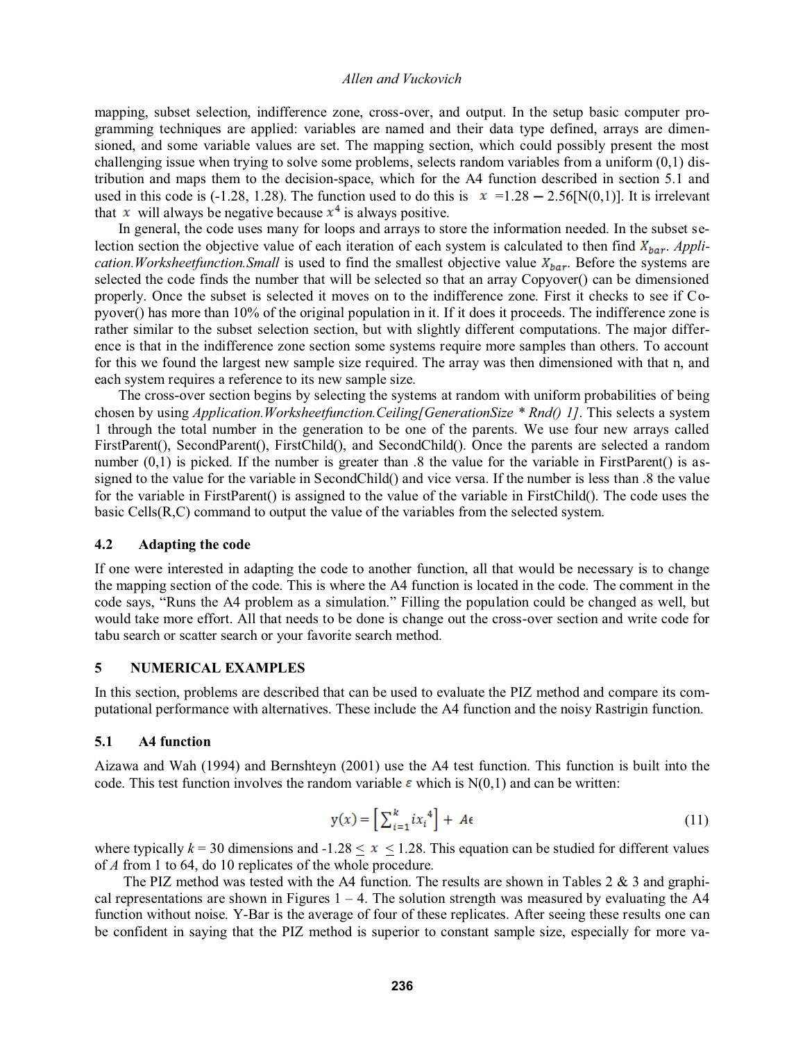mapping, subset selection, indifference zone, cross-over, and output. In the setup basic computer programming techniques are applied: variables are named and their data type defined, arrays are dimensioned, and some variable values are set. The mapping section, which could possibly present the most challenging issue when trying to solve some problems, selects random variables from a uniform (0,1) distribution and maps them to the decision-space, which for the A4 function described in section 5.1 and used in this code is (-1.28, 1.28). The function used to do this is $x$ =1.28 − 2.56[N(0,1)]. It is irrelevant that $x$ will always be negative because $x^4$ is always positive.

In general, the code uses many for loops and arrays to store the information needed. In the subset selection section the objective value of each iteration of each system is calculated to then find $X_{bar}$. *Application.Worksheetfunction.Small* is used to find the smallest objective value $X_{bar}$. Before the systems are selected the code finds the number that will be selected so that an array Copyover() can be dimensioned properly. Once the subset is selected it moves on to the indifference zone. First it checks to see if Copyover() has more than 10% of the original population in it. If it does it proceeds. The indifference zone is rather similar to the subset selection section, but with slightly different computations. The major difference is that in the indifference zone section some systems require more samples than others. To account for this we found the largest new sample size required. The array was then dimensioned with that n, and each system requires a reference to its new sample size.

The cross-over section begins by selecting the systems at random with uniform probabilities of being chosen by using *Application.Worksheetfunction.Ceiling[GenerationSize * Rnd() 1]*. This selects a system 1 through the total number in the generation to be one of the parents. We use four new arrays called FirstParent(), SecondParent(), FirstChild(), and SecondChild(). Once the parents are selected a random number (0,1) is picked. If the number is greater than .8 the value for the variable in FirstParent() is assigned to the value for the variable in SecondChild() and vice versa. If the number is less than .8 the value for the variable in FirstParent() is assigned to the value of the variable in FirstChild(). The code uses the basic Cells(R,C) command to output the value of the variables from the selected system.

### 4.2 Adapting the code

If one were interested in adapting the code to another function, all that would be necessary is to change the mapping section of the code. This is where the A4 function is located in the code. The comment in the code says, "Runs the A4 problem as a simulation." Filling the population could be changed as well, but would take more effort. All that needs to be done is change out the cross-over section and write code for tabu search or scatter search or your favorite search method.

## 5 NUMERICAL EXAMPLES

In this section, problems are described that can be used to evaluate the PIZ method and compare its computational performance with alternatives. These include the A4 function and the noisy Rastrigin function.

### 5.1 A4 function

Aizawa and Wah (1994) and Bernshteyn (2001) use the A4 test function. This function is built into the code. This test function involves the random variable $\varepsilon$ which is N(0,1) and can be written:

$$y(x) = \left[\sum_{i=1}^{k} i x_i^{\,4}\right] + A\epsilon \qquad (11)$$

where typically $k$ = 30 dimensions and -1.28 ≤ $x$ ≤ 1.28. This equation can be studied for different values of $A$ from 1 to 64, do 10 replicates of the whole procedure.

The PIZ method was tested with the A4 function. The results are shown in Tables 2 & 3 and graphical representations are shown in Figures 1 – 4. The solution strength was measured by evaluating the A4 function without noise. Y-Bar is the average of four of these replicates. After seeing these results one can be confident in saying that the PIZ method is superior to constant sample size, especially for more va-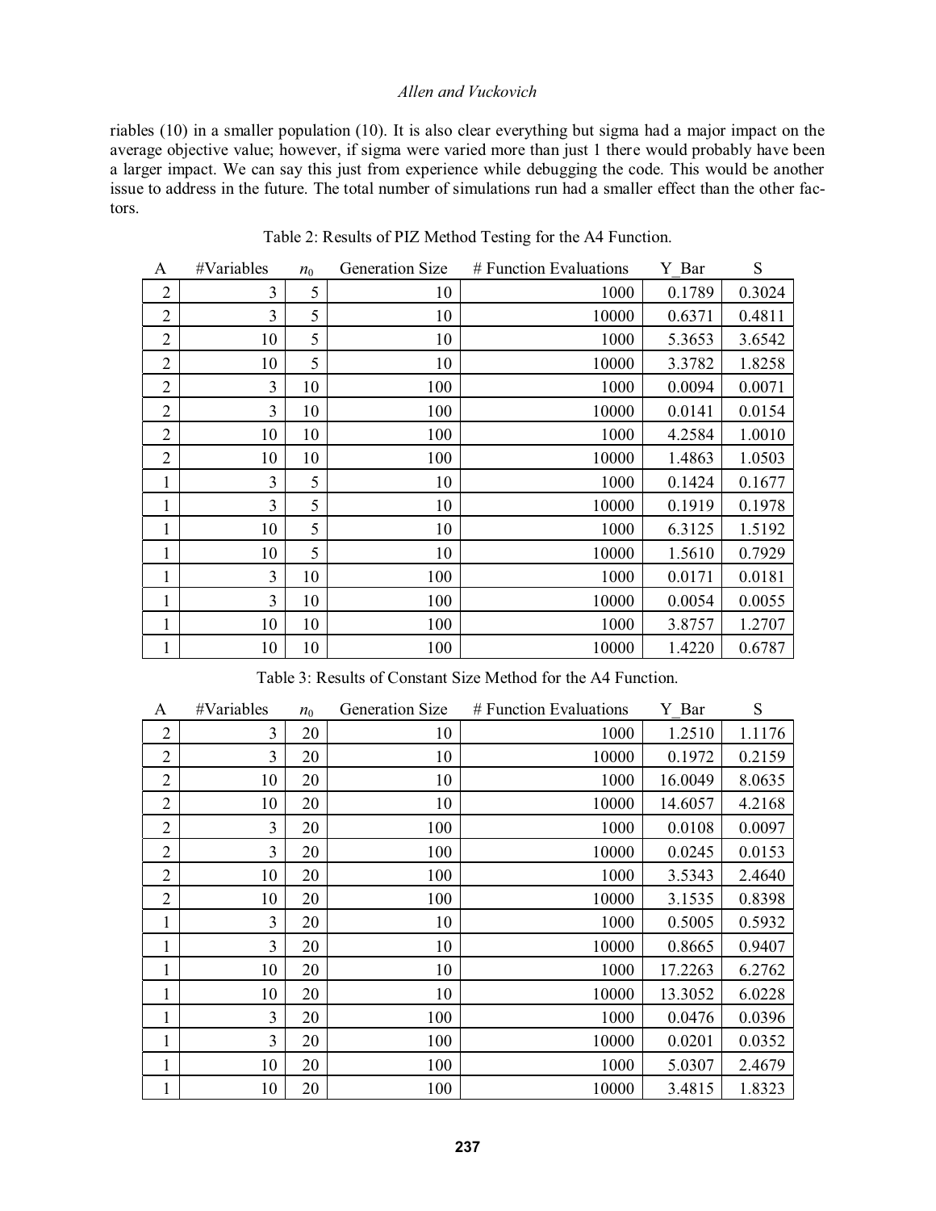riables (10) in a smaller population (10). It is also clear everything but sigma had a major impact on the average objective value; however, if sigma were varied more than just 1 there would probably have been a larger impact. We can say this just from experience while debugging the code. This would be another issue to address in the future. The total number of simulations run had a smaller effect than the other factors.

Table 2: Results of PIZ Method Testing for the A4 Function.

| A | #Variables | $n_0$ | Generation Size | # Function Evaluations | Y_Bar | S |
|---|---|---|---|---|---|---|
| 2 | 3 | 5 | 10 | 1000 | 0.1789 | 0.3024 |
| 2 | 3 | 5 | 10 | 10000 | 0.6371 | 0.4811 |
| 2 | 10 | 5 | 10 | 1000 | 5.3653 | 3.6542 |
| 2 | 10 | 5 | 10 | 10000 | 3.3782 | 1.8258 |
| 2 | 3 | 10 | 100 | 1000 | 0.0094 | 0.0071 |
| 2 | 3 | 10 | 100 | 10000 | 0.0141 | 0.0154 |
| 2 | 10 | 10 | 100 | 1000 | 4.2584 | 1.0010 |
| 2 | 10 | 10 | 100 | 10000 | 1.4863 | 1.0503 |
| 1 | 3 | 5 | 10 | 1000 | 0.1424 | 0.1677 |
| 1 | 3 | 5 | 10 | 10000 | 0.1919 | 0.1978 |
| 1 | 10 | 5 | 10 | 1000 | 6.3125 | 1.5192 |
| 1 | 10 | 5 | 10 | 10000 | 1.5610 | 0.7929 |
| 1 | 3 | 10 | 100 | 1000 | 0.0171 | 0.0181 |
| 1 | 3 | 10 | 100 | 10000 | 0.0054 | 0.0055 |
| 1 | 10 | 10 | 100 | 1000 | 3.8757 | 1.2707 |
| 1 | 10 | 10 | 100 | 10000 | 1.4220 | 0.6787 |

Table 3: Results of Constant Size Method for the A4 Function.

| A | #Variables | $n_0$ | Generation Size | # Function Evaluations | Y_Bar | S |
|---|---|---|---|---|---|---|
| 2 | 3 | 20 | 10 | 1000 | 1.2510 | 1.1176 |
| 2 | 3 | 20 | 10 | 10000 | 0.1972 | 0.2159 |
| 2 | 10 | 20 | 10 | 1000 | 16.0049 | 8.0635 |
| 2 | 10 | 20 | 10 | 10000 | 14.6057 | 4.2168 |
| 2 | 3 | 20 | 100 | 1000 | 0.0108 | 0.0097 |
| 2 | 3 | 20 | 100 | 10000 | 0.0245 | 0.0153 |
| 2 | 10 | 20 | 100 | 1000 | 3.5343 | 2.4640 |
| 2 | 10 | 20 | 100 | 10000 | 3.1535 | 0.8398 |
| 1 | 3 | 20 | 10 | 1000 | 0.5005 | 0.5932 |
| 1 | 3 | 20 | 10 | 10000 | 0.8665 | 0.9407 |
| 1 | 10 | 20 | 10 | 1000 | 17.2263 | 6.2762 |
| 1 | 10 | 20 | 10 | 10000 | 13.3052 | 6.0228 |
| 1 | 3 | 20 | 100 | 1000 | 0.0476 | 0.0396 |
| 1 | 3 | 20 | 100 | 10000 | 0.0201 | 0.0352 |
| 1 | 10 | 20 | 100 | 1000 | 5.0307 | 2.4679 |
| 1 | 10 | 20 | 100 | 10000 | 3.4815 | 1.8323 |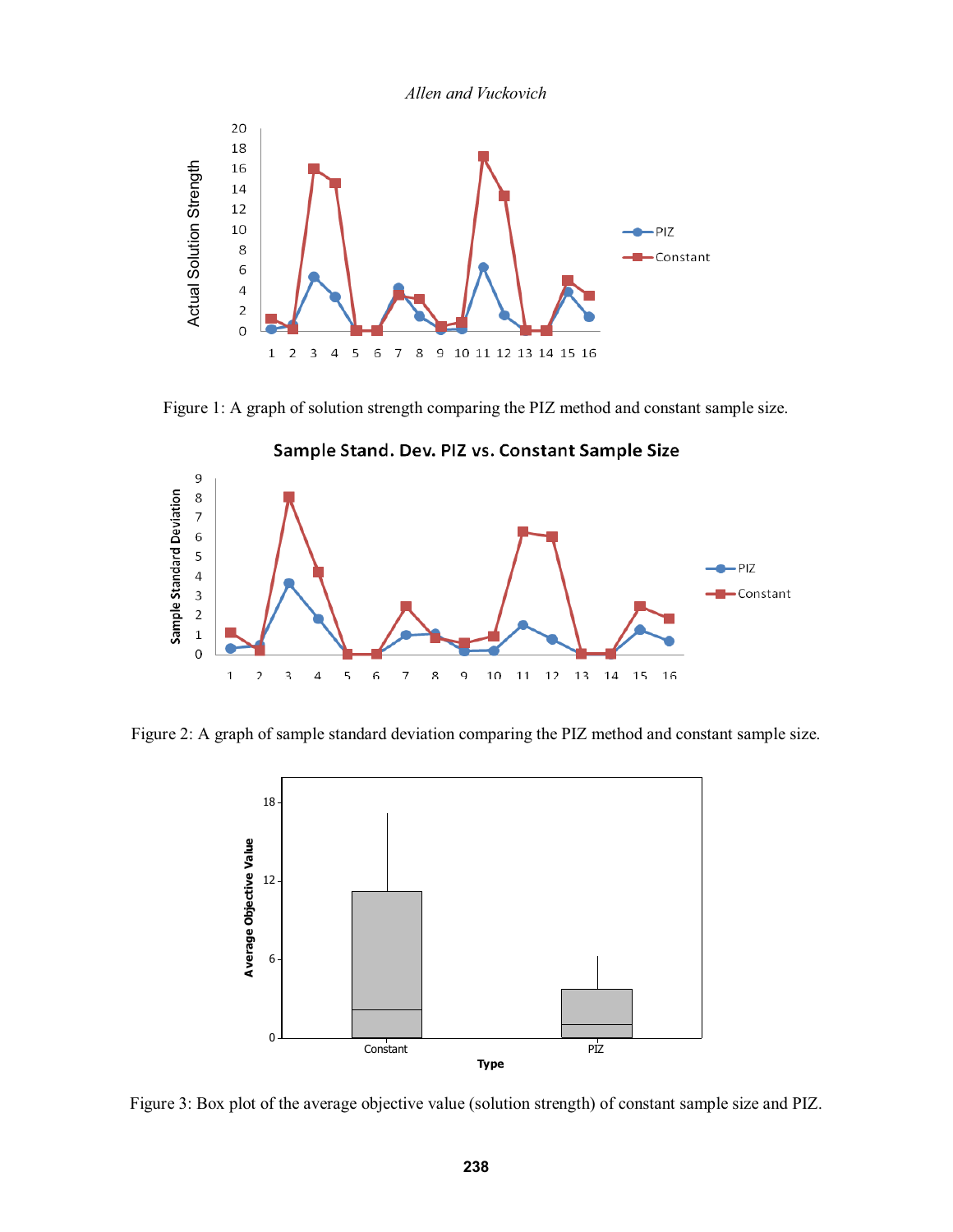Actual Solution Strength

20
18
16
14
12
10
8
6
4
2
0

1 2 3 4 5 6 7 8 9 10 11 12 13 14 15 16

PIZ
Constant

Figure 1: A graph of solution strength comparing the PIZ method and constant sample size.

Sample Stand. Dev. PIZ vs. Constant Sample Size

Sample Standard Deviation

9
8
7
6
5
4
3
2
1
0

1 2 3 4 5 6 7 8 9 10 11 12 13 14 15 16

PIZ
Constant

Figure 2: A graph of sample standard deviation comparing the PIZ method and constant sample size.

Average Objective Value

18
12
6
0

Constant
PIZ

Type

Figure 3: Box plot of the average objective value (solution strength) of constant sample size and PIZ.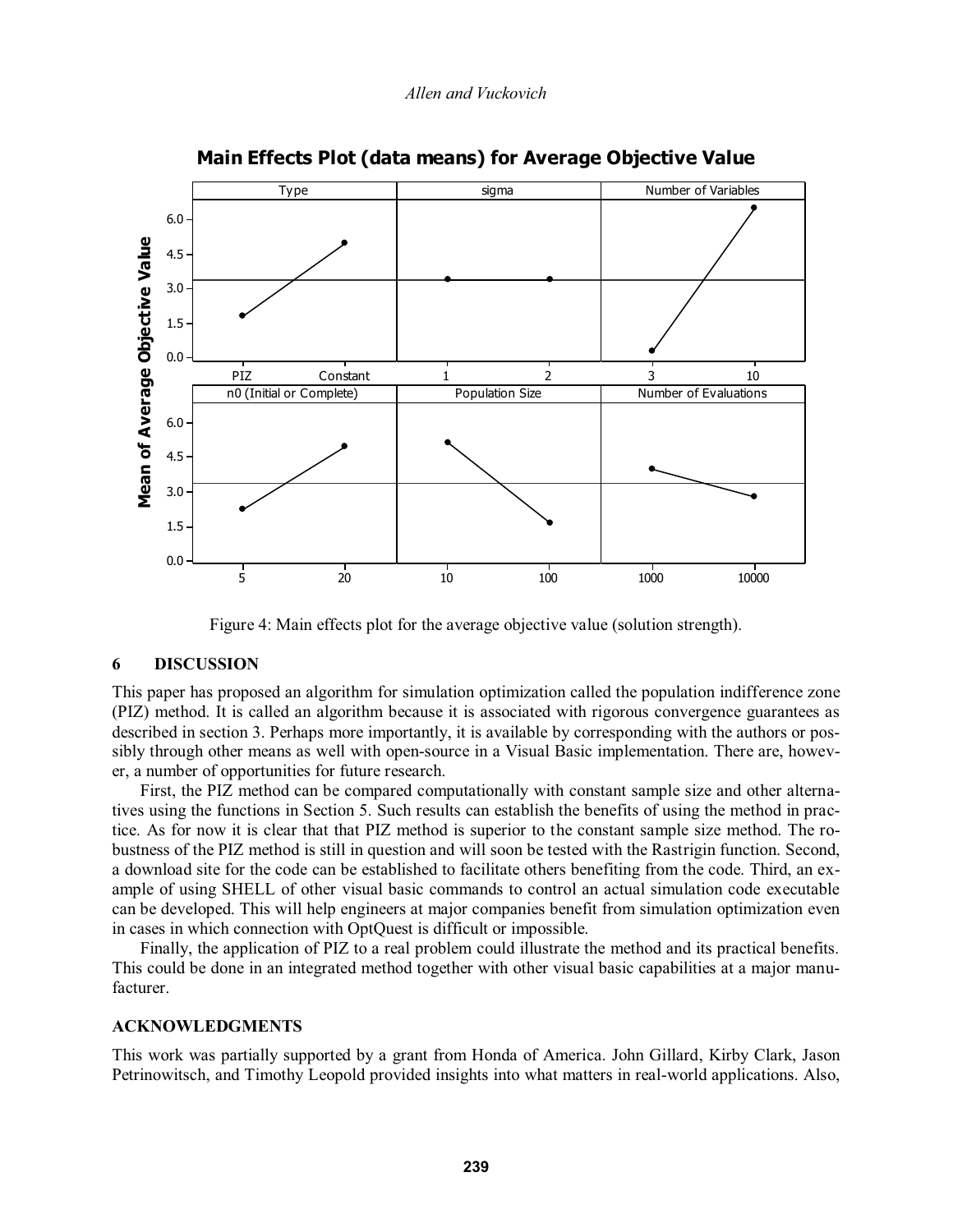**Main Effects Plot (data means) for Average Objective Value**

Mean of Average Objective Value

Type: PIZ, Constant

sigma: 1, 2

Number of Variables: 3, 10

n0 (Initial or Complete): 5, 20

Population Size: 10, 100

Number of Evaluations: 1000, 10000

0.0, 1.5, 3.0, 4.5, 6.0

Figure 4: Main effects plot for the average objective value (solution strength).

## 6 DISCUSSION

This paper has proposed an algorithm for simulation optimization called the population indifference zone (PIZ) method. It is called an algorithm because it is associated with rigorous convergence guarantees as described in section 3. Perhaps more importantly, it is available by corresponding with the authors or possibly through other means as well with open-source in a Visual Basic implementation. There are, however, a number of opportunities for future research.

First, the PIZ method can be compared computationally with constant sample size and other alternatives using the functions in Section 5. Such results can establish the benefits of using the method in practice. As for now it is clear that that PIZ method is superior to the constant sample size method. The robustness of the PIZ method is still in question and will soon be tested with the Rastrigin function. Second, a download site for the code can be established to facilitate others benefiting from the code. Third, an example of using SHELL of other visual basic commands to control an actual simulation code executable can be developed. This will help engineers at major companies benefit from simulation optimization even in cases in which connection with OptQuest is difficult or impossible.

Finally, the application of PIZ to a real problem could illustrate the method and its practical benefits. This could be done in an integrated method together with other visual basic capabilities at a major manufacturer.

## ACKNOWLEDGMENTS

This work was partially supported by a grant from Honda of America. John Gillard, Kirby Clark, Jason Petrinowitsch, and Timothy Leopold provided insights into what matters in real-world applications. Also,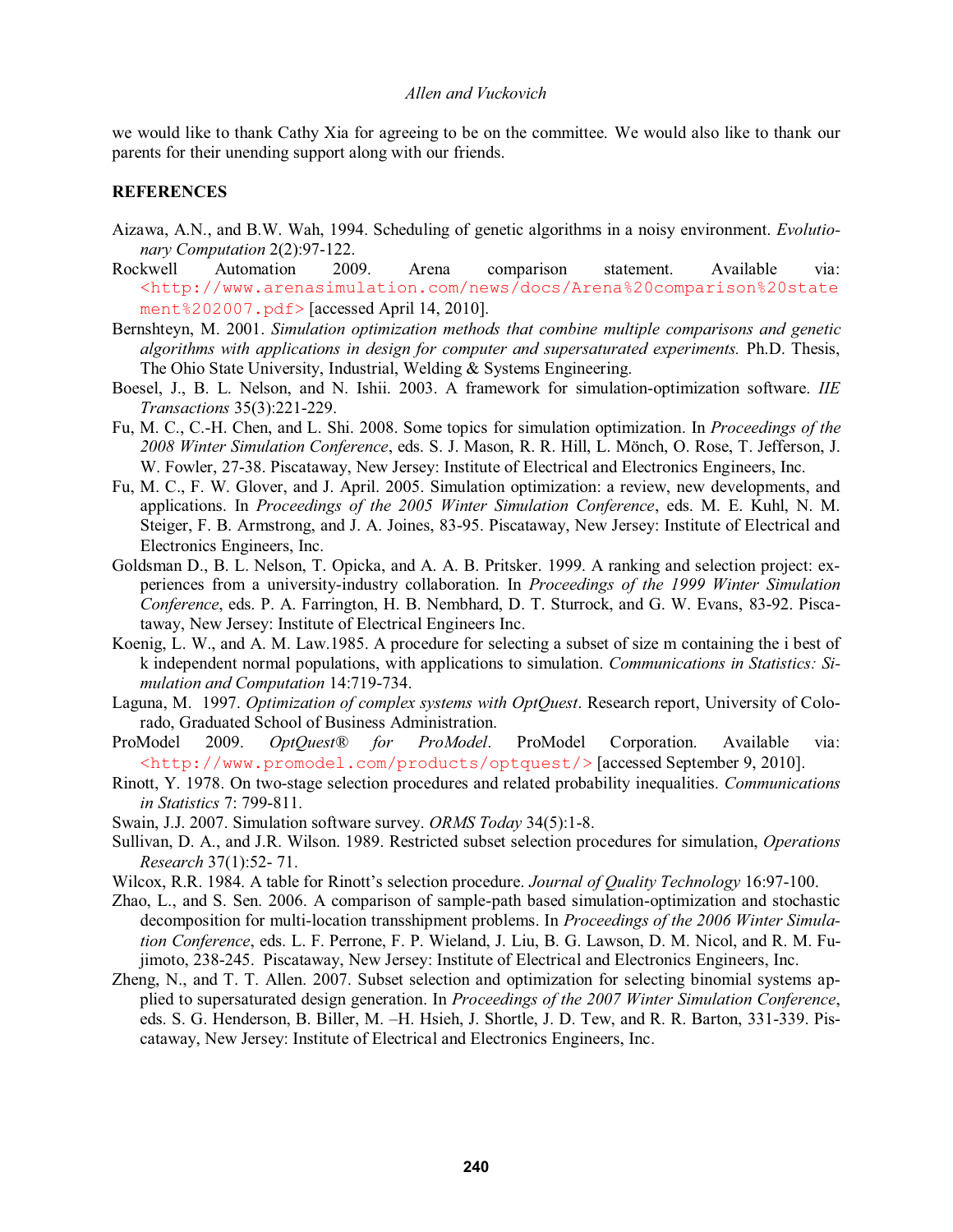we would like to thank Cathy Xia for agreeing to be on the committee. We would also like to thank our parents for their unending support along with our friends.

## REFERENCES

Aizawa, A.N., and B.W. Wah, 1994. Scheduling of genetic algorithms in a noisy environment. *Evolutionary Computation* 2(2):97-122.

Rockwell Automation 2009. Arena comparison statement. Available via: <http://www.arenasimulation.com/news/docs/Arena%20comparison%20statement%202007.pdf> [accessed April 14, 2010].

Bernshteyn, M. 2001. *Simulation optimization methods that combine multiple comparisons and genetic algorithms with applications in design for computer and supersaturated experiments.* Ph.D. Thesis, The Ohio State University, Industrial, Welding & Systems Engineering.

Boesel, J., B. L. Nelson, and N. Ishii. 2003. A framework for simulation-optimization software. *IIE Transactions* 35(3):221-229.

Fu, M. C., C.-H. Chen, and L. Shi. 2008. Some topics for simulation optimization. In *Proceedings of the 2008 Winter Simulation Conference*, eds. S. J. Mason, R. R. Hill, L. Mönch, O. Rose, T. Jefferson, J. W. Fowler, 27-38. Piscataway, New Jersey: Institute of Electrical and Electronics Engineers, Inc.

Fu, M. C., F. W. Glover, and J. April. 2005. Simulation optimization: a review, new developments, and applications. In *Proceedings of the 2005 Winter Simulation Conference*, eds. M. E. Kuhl, N. M. Steiger, F. B. Armstrong, and J. A. Joines, 83-95. Piscataway, New Jersey: Institute of Electrical and Electronics Engineers, Inc.

Goldsman D., B. L. Nelson, T. Opicka, and A. A. B. Pritsker. 1999. A ranking and selection project: experiences from a university-industry collaboration. In *Proceedings of the 1999 Winter Simulation Conference*, eds. P. A. Farrington, H. B. Nembhard, D. T. Sturrock, and G. W. Evans, 83-92. Piscataway, New Jersey: Institute of Electrical Engineers Inc.

Koenig, L. W., and A. M. Law.1985. A procedure for selecting a subset of size m containing the i best of k independent normal populations, with applications to simulation. *Communications in Statistics: Simulation and Computation* 14:719-734.

Laguna, M. 1997. *Optimization of complex systems with OptQuest*. Research report, University of Colorado, Graduated School of Business Administration.

ProModel 2009. *OptQuest® for ProModel*. ProModel Corporation. Available via: <http://www.promodel.com/products/optquest/> [accessed September 9, 2010].

Rinott, Y. 1978. On two-stage selection procedures and related probability inequalities. *Communications in Statistics* 7: 799-811.

Swain, J.J. 2007. Simulation software survey. *ORMS Today* 34(5):1-8.

Sullivan, D. A., and J.R. Wilson. 1989. Restricted subset selection procedures for simulation, *Operations Research* 37(1):52- 71.

Wilcox, R.R. 1984. A table for Rinott's selection procedure. *Journal of Quality Technology* 16:97-100.

Zhao, L., and S. Sen. 2006. A comparison of sample-path based simulation-optimization and stochastic decomposition for multi-location transshipment problems. In *Proceedings of the 2006 Winter Simulation Conference*, eds. L. F. Perrone, F. P. Wieland, J. Liu, B. G. Lawson, D. M. Nicol, and R. M. Fujimoto, 238-245. Piscataway, New Jersey: Institute of Electrical and Electronics Engineers, Inc.

Zheng, N., and T. T. Allen. 2007. Subset selection and optimization for selecting binomial systems applied to supersaturated design generation. In *Proceedings of the 2007 Winter Simulation Conference*, eds. S. G. Henderson, B. Biller, M. –H. Hsieh, J. Shortle, J. D. Tew, and R. R. Barton, 331-339. Piscataway, New Jersey: Institute of Electrical and Electronics Engineers, Inc.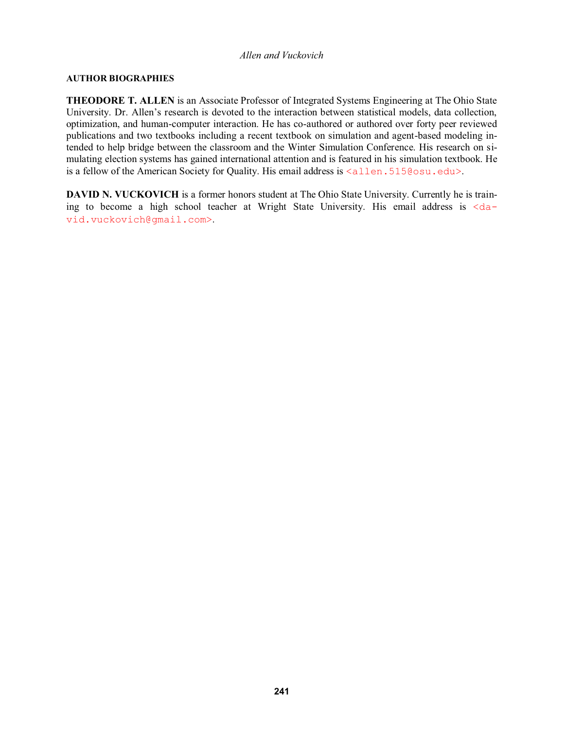## AUTHOR BIOGRAPHIES

**THEODORE T. ALLEN** is an Associate Professor of Integrated Systems Engineering at The Ohio State University. Dr. Allen's research is devoted to the interaction between statistical models, data collection, optimization, and human-computer interaction. He has co-authored or authored over forty peer reviewed publications and two textbooks including a recent textbook on simulation and agent-based modeling intended to help bridge between the classroom and the Winter Simulation Conference. His research on simulating election systems has gained international attention and is featured in his simulation textbook. He is a fellow of the American Society for Quality. His email address is <allen.515@osu.edu>.

**DAVID N. VUCKOVICH** is a former honors student at The Ohio State University. Currently he is training to become a high school teacher at Wright State University. His email address is <david.vuckovich@gmail.com>.